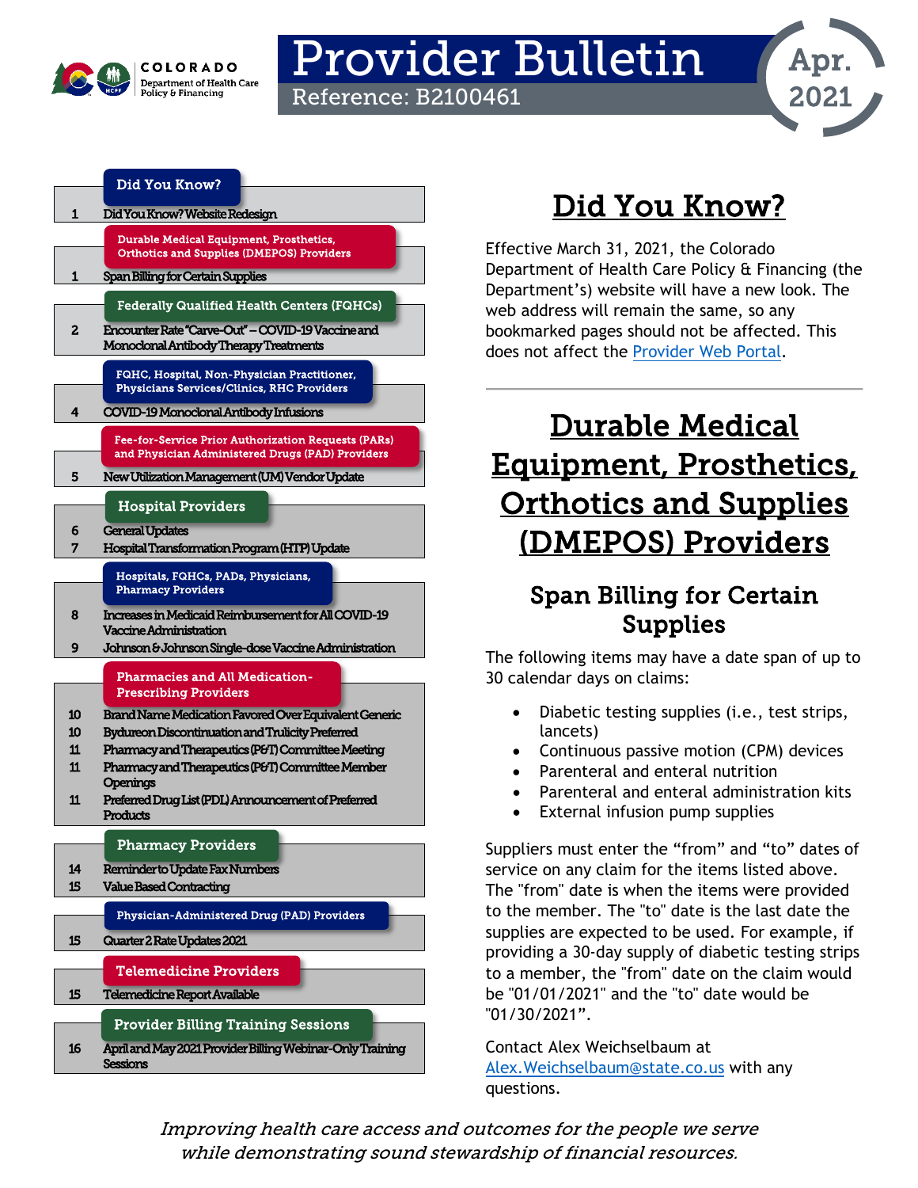# Provider Bulletin

Reference: B2100461

Apr. 2021

COLORADO Department of Health Care Policy & Financing

**Did You Know?**

1 Did You Know? Website Redesign

**Durable Medical Equipment, Prosthetics, Orthotics and Supplies (DMEPOS) Providers**

1 Span Billing for Certain Supplies

**Federally Qualified Health Centers (FQHCs)**

2 Encounter Rate "Carve-Out" – COVID-19 Vaccine and Monoclonal Antibody Therapy Treatments

**FQHC, Hospital, Non-Physician Practitioner, Physicians Services/Clinics, RHC Providers**

4 COVID-19 Monoclonal Antibody Infusions

**Fee-for-Service Prior Authorization Requests (PARs) and Physician Administered Drugs (PAD) Providers**

5 New Utilization Management (UM) Vendor Update

**Hospital Providers**

6 General Updates
7 Hospital Transformation Program (HTP) Update

**Hospitals, FQHCs, PADs, Physicians, Pharmacy Providers**

8 Increases in Medicaid Reimbursement for All COVID-19 Vaccine Administration
9 Johnson & Johnson Single-dose Vaccine Administration

**Pharmacies and All Medication-Prescribing Providers**

10 Brand Name Medication Favored Over Equivalent Generic
10 Bydureon Discontinuation and Trulicity Preferred
11 Pharmacy and Therapeutics (P&T) Committee Meeting
11 Pharmacy and Therapeutics (P&T) Committee Member Openings
11 Preferred Drug List (PDL) Announcement of Preferred Products

**Pharmacy Providers**

14 Reminder to Update Fax Numbers
15 Value Based Contracting

**Physician-Administered Drug (PAD) Providers**

15 Quarter 2 Rate Updates 2021

**Telemedicine Providers**

15 Telemedicine Report Available

**Provider Billing Training Sessions**

16 April and May 2021 Provider Billing Webinar-Only Training Sessions

# Did You Know?

Effective March 31, 2021, the Colorado Department of Health Care Policy & Financing (the Department's) website will have a new look. The web address will remain the same, so any bookmarked pages should not be affected. This does not affect the Provider Web Portal.

---

# Durable Medical Equipment, Prosthetics, Orthotics and Supplies (DMEPOS) Providers

## Span Billing for Certain Supplies

The following items may have a date span of up to 30 calendar days on claims:

- Diabetic testing supplies (i.e., test strips, lancets)
- Continuous passive motion (CPM) devices
- Parenteral and enteral nutrition
- Parenteral and enteral administration kits
- External infusion pump supplies

Suppliers must enter the "from" and "to" dates of service on any claim for the items listed above. The "from" date is when the items were provided to the member. The "to" date is the last date the supplies are expected to be used. For example, if providing a 30-day supply of diabetic testing strips to a member, the "from" date on the claim would be "01/01/2021" and the "to" date would be "01/30/2021".

Contact Alex Weichselbaum at Alex.Weichselbaum@state.co.us with any questions.

*Improving health care access and outcomes for the people we serve while demonstrating sound stewardship of financial resources.*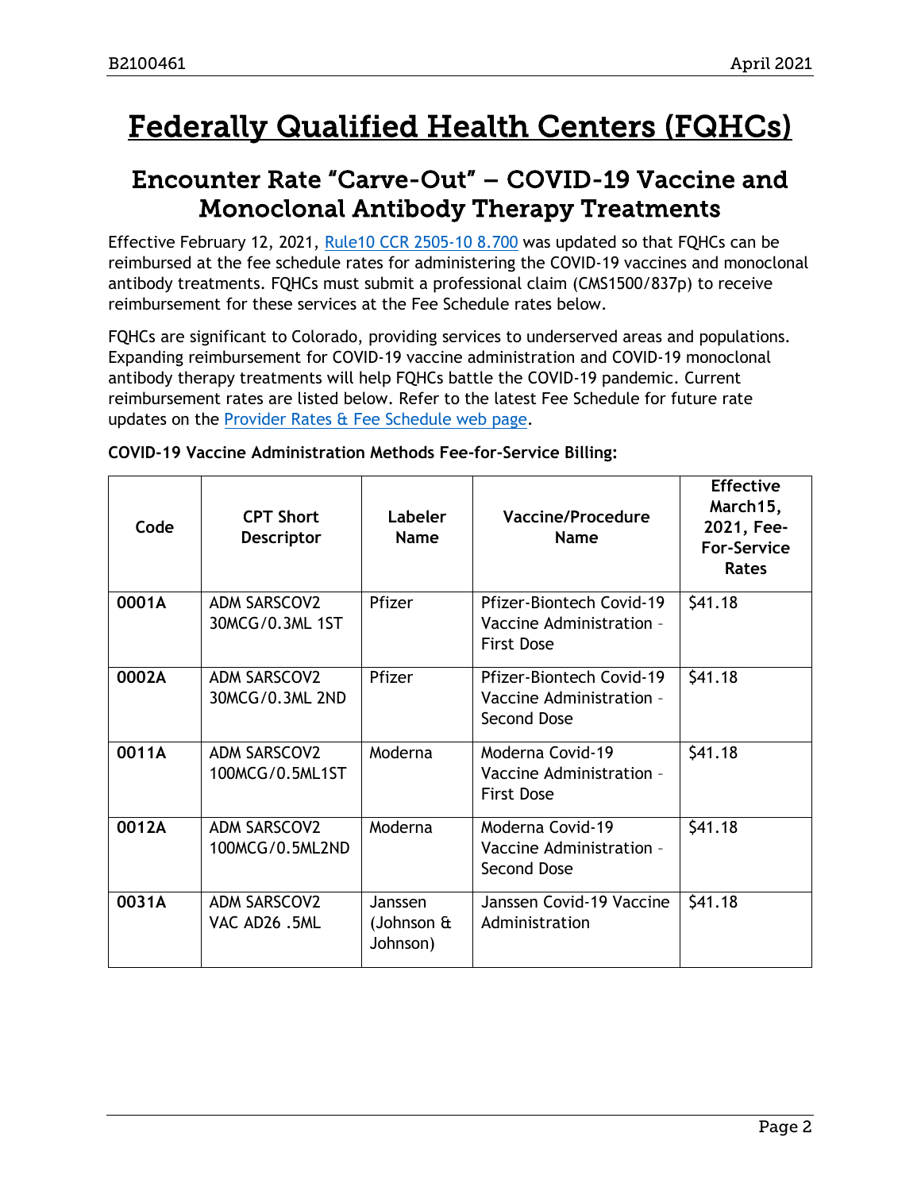# Federally Qualified Health Centers (FQHCs)

## Encounter Rate "Carve-Out" – COVID-19 Vaccine and Monoclonal Antibody Therapy Treatments

Effective February 12, 2021, Rule10 CCR 2505-10 8.700 was updated so that FQHCs can be reimbursed at the fee schedule rates for administering the COVID-19 vaccines and monoclonal antibody treatments. FQHCs must submit a professional claim (CMS1500/837p) to receive reimbursement for these services at the Fee Schedule rates below.

FQHCs are significant to Colorado, providing services to underserved areas and populations. Expanding reimbursement for COVID-19 vaccine administration and COVID-19 monoclonal antibody therapy treatments will help FQHCs battle the COVID-19 pandemic. Current reimbursement rates are listed below. Refer to the latest Fee Schedule for future rate updates on the Provider Rates & Fee Schedule web page.

**COVID-19 Vaccine Administration Methods Fee-for-Service Billing:**

| Code | CPT Short Descriptor | Labeler Name | Vaccine/Procedure Name | Effective March15, 2021, Fee-For-Service Rates |
|---|---|---|---|---|
| **0001A** | ADM SARSCOV2 30MCG/0.3ML 1ST | Pfizer | Pfizer-Biontech Covid-19 Vaccine Administration - First Dose | $41.18 |
| **0002A** | ADM SARSCOV2 30MCG/0.3ML 2ND | Pfizer | Pfizer-Biontech Covid-19 Vaccine Administration - Second Dose | $41.18 |
| **0011A** | ADM SARSCOV2 100MCG/0.5ML1ST | Moderna | Moderna Covid-19 Vaccine Administration - First Dose | $41.18 |
| **0012A** | ADM SARSCOV2 100MCG/0.5ML2ND | Moderna | Moderna Covid-19 Vaccine Administration - Second Dose | $41.18 |
| **0031A** | ADM SARSCOV2 VAC AD26 .5ML | Janssen (Johnson & Johnson) | Janssen Covid-19 Vaccine Administration | $41.18 |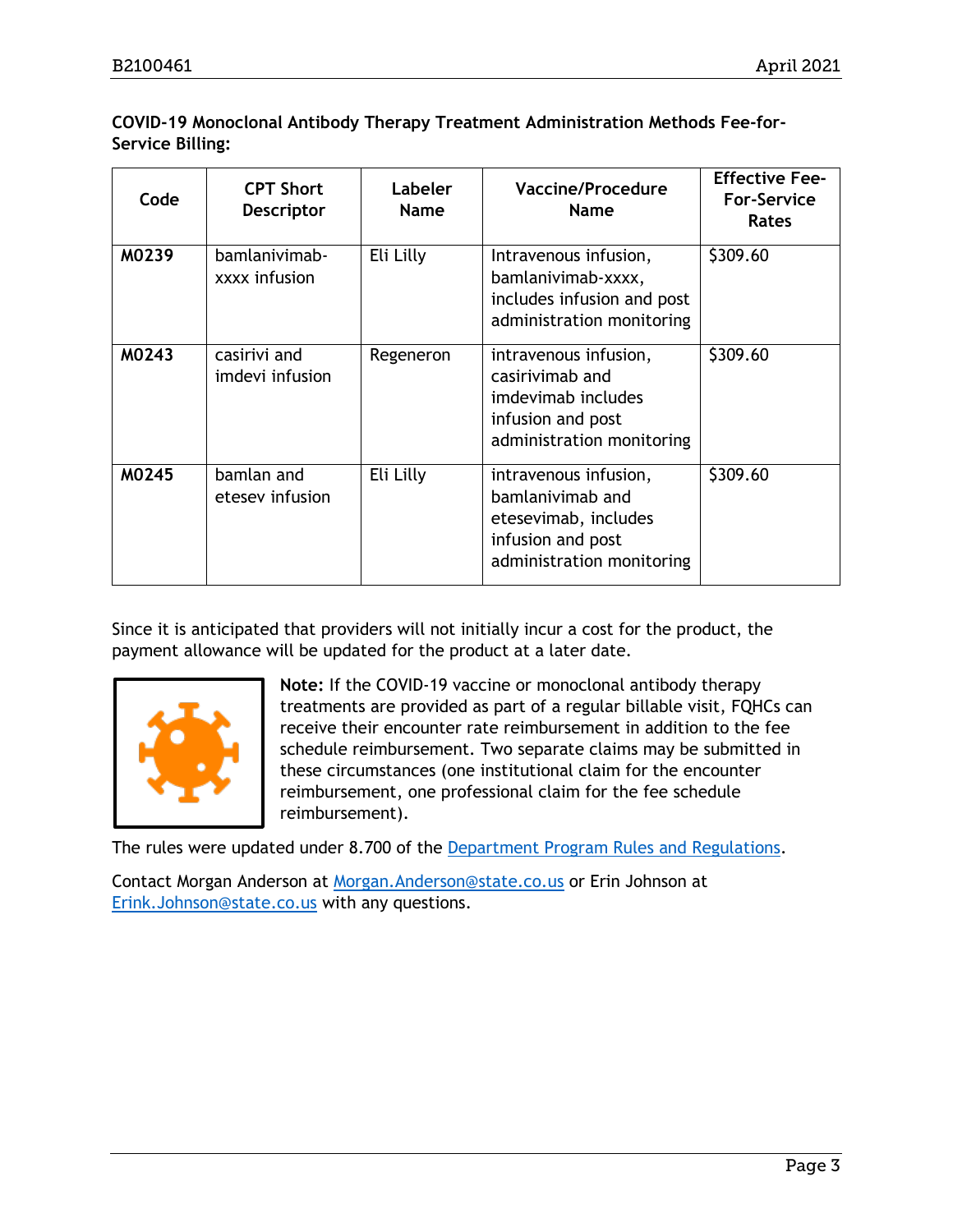**COVID-19 Monoclonal Antibody Therapy Treatment Administration Methods Fee-for-Service Billing:**

| Code | CPT Short Descriptor | Labeler Name | Vaccine/Procedure Name | Effective Fee-For-Service Rates |
|---|---|---|---|---|
| **M0239** | bamlanivimab-xxxx infusion | Eli Lilly | Intravenous infusion, bamlanivimab-xxxx, includes infusion and post administration monitoring | $309.60 |
| **M0243** | casirivi and imdevi infusion | Regeneron | intravenous infusion, casirivimab and imdevimab includes infusion and post administration monitoring | $309.60 |
| **M0245** | bamlan and etesev infusion | Eli Lilly | intravenous infusion, bamlanivimab and etesevimab, includes infusion and post administration monitoring | $309.60 |

Since it is anticipated that providers will not initially incur a cost for the product, the payment allowance will be updated for the product at a later date.

**Note:** If the COVID-19 vaccine or monoclonal antibody therapy treatments are provided as part of a regular billable visit, FQHCs can receive their encounter rate reimbursement in addition to the fee schedule reimbursement. Two separate claims may be submitted in these circumstances (one institutional claim for the encounter reimbursement, one professional claim for the fee schedule reimbursement).

The rules were updated under 8.700 of the [Department Program Rules and Regulations](#).

Contact Morgan Anderson at [Morgan.Anderson@state.co.us](mailto:Morgan.Anderson@state.co.us) or Erin Johnson at [Erink.Johnson@state.co.us](mailto:Erink.Johnson@state.co.us) with any questions.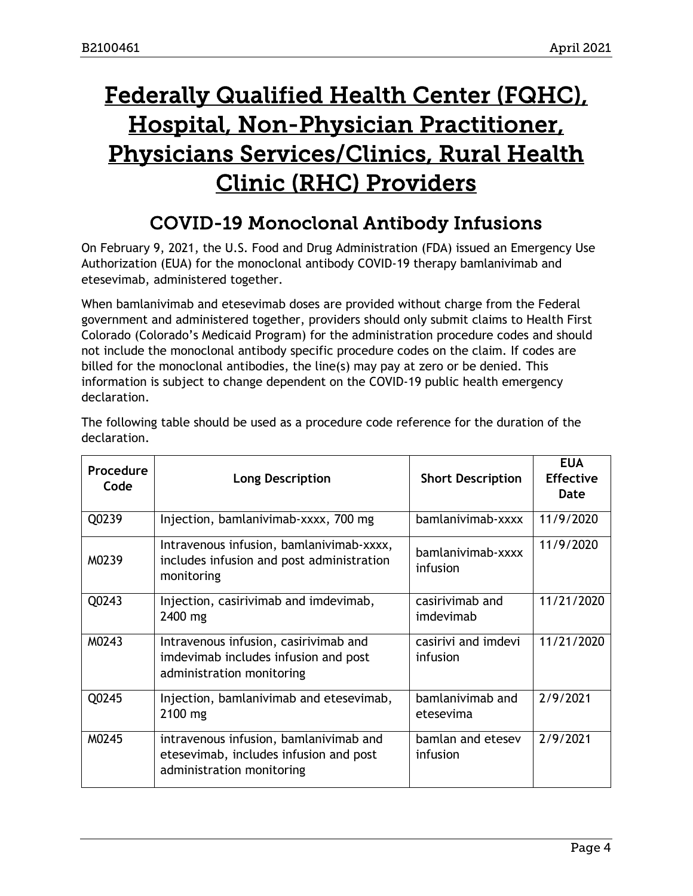# Federally Qualified Health Center (FQHC), Hospital, Non-Physician Practitioner, Physicians Services/Clinics, Rural Health Clinic (RHC) Providers

## COVID-19 Monoclonal Antibody Infusions

On February 9, 2021, the U.S. Food and Drug Administration (FDA) issued an Emergency Use Authorization (EUA) for the monoclonal antibody COVID-19 therapy bamlanivimab and etesevimab, administered together.

When bamlanivimab and etesevimab doses are provided without charge from the Federal government and administered together, providers should only submit claims to Health First Colorado (Colorado's Medicaid Program) for the administration procedure codes and should not include the monoclonal antibody specific procedure codes on the claim. If codes are billed for the monoclonal antibodies, the line(s) may pay at zero or be denied. This information is subject to change dependent on the COVID-19 public health emergency declaration.

The following table should be used as a procedure code reference for the duration of the declaration.

| Procedure Code | Long Description | Short Description | EUA Effective Date |
|---|---|---|---|
| Q0239 | Injection, bamlanivimab-xxxx, 700 mg | bamlanivimab-xxxx | 11/9/2020 |
| M0239 | Intravenous infusion, bamlanivimab-xxxx, includes infusion and post administration monitoring | bamlanivimab-xxxx infusion | 11/9/2020 |
| Q0243 | Injection, casirivimab and imdevimab, 2400 mg | casirivimab and imdevimab | 11/21/2020 |
| M0243 | Intravenous infusion, casirivimab and imdevimab includes infusion and post administration monitoring | casirivi and imdevi infusion | 11/21/2020 |
| Q0245 | Injection, bamlanivimab and etesevimab, 2100 mg | bamlanivimab and etesevima | 2/9/2021 |
| M0245 | intravenous infusion, bamlanivimab and etesevimab, includes infusion and post administration monitoring | bamlan and etesev infusion | 2/9/2021 |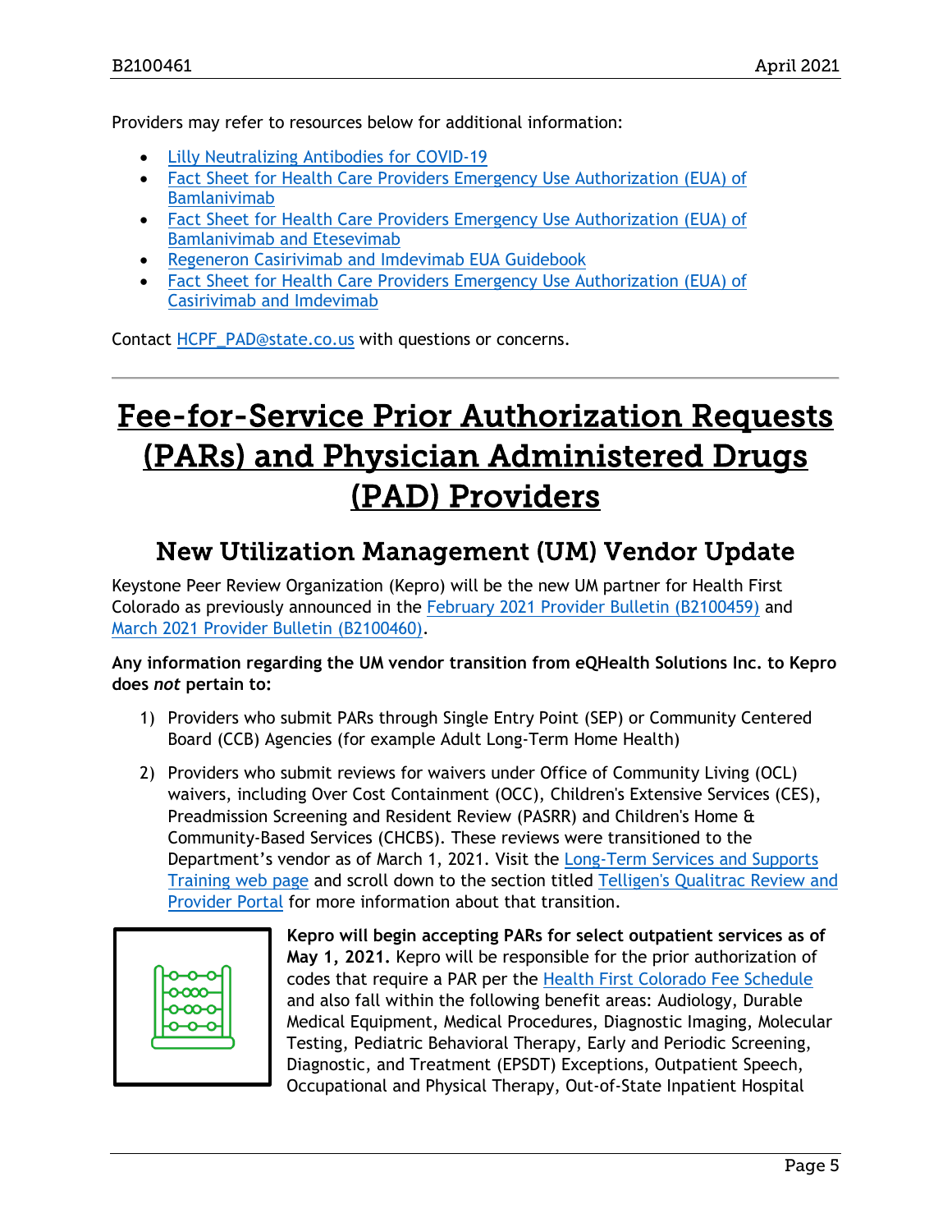Providers may refer to resources below for additional information:

- Lilly Neutralizing Antibodies for COVID-19
- Fact Sheet for Health Care Providers Emergency Use Authorization (EUA) of Bamlanivimab
- Fact Sheet for Health Care Providers Emergency Use Authorization (EUA) of Bamlanivimab and Etesevimab
- Regeneron Casirivimab and Imdevimab EUA Guidebook
- Fact Sheet for Health Care Providers Emergency Use Authorization (EUA) of Casirivimab and Imdevimab

Contact HCPF_PAD@state.co.us with questions or concerns.

---

# Fee-for-Service Prior Authorization Requests (PARs) and Physician Administered Drugs (PAD) Providers

## New Utilization Management (UM) Vendor Update

Keystone Peer Review Organization (Kepro) will be the new UM partner for Health First Colorado as previously announced in the February 2021 Provider Bulletin (B2100459) and March 2021 Provider Bulletin (B2100460).

**Any information regarding the UM vendor transition from eQHealth Solutions Inc. to Kepro does *not* pertain to:**

1) Providers who submit PARs through Single Entry Point (SEP) or Community Centered Board (CCB) Agencies (for example Adult Long-Term Home Health)
2) Providers who submit reviews for waivers under Office of Community Living (OCL) waivers, including Over Cost Containment (OCC), Children's Extensive Services (CES), Preadmission Screening and Resident Review (PASRR) and Children's Home & Community-Based Services (CHCBS). These reviews were transitioned to the Department's vendor as of March 1, 2021. Visit the Long-Term Services and Supports Training web page and scroll down to the section titled Telligen's Qualitrac Review and Provider Portal for more information about that transition.

**Kepro will begin accepting PARs for select outpatient services as of May 1, 2021.** Kepro will be responsible for the prior authorization of codes that require a PAR per the Health First Colorado Fee Schedule and also fall within the following benefit areas: Audiology, Durable Medical Equipment, Medical Procedures, Diagnostic Imaging, Molecular Testing, Pediatric Behavioral Therapy, Early and Periodic Screening, Diagnostic, and Treatment (EPSDT) Exceptions, Outpatient Speech, Occupational and Physical Therapy, Out-of-State Inpatient Hospital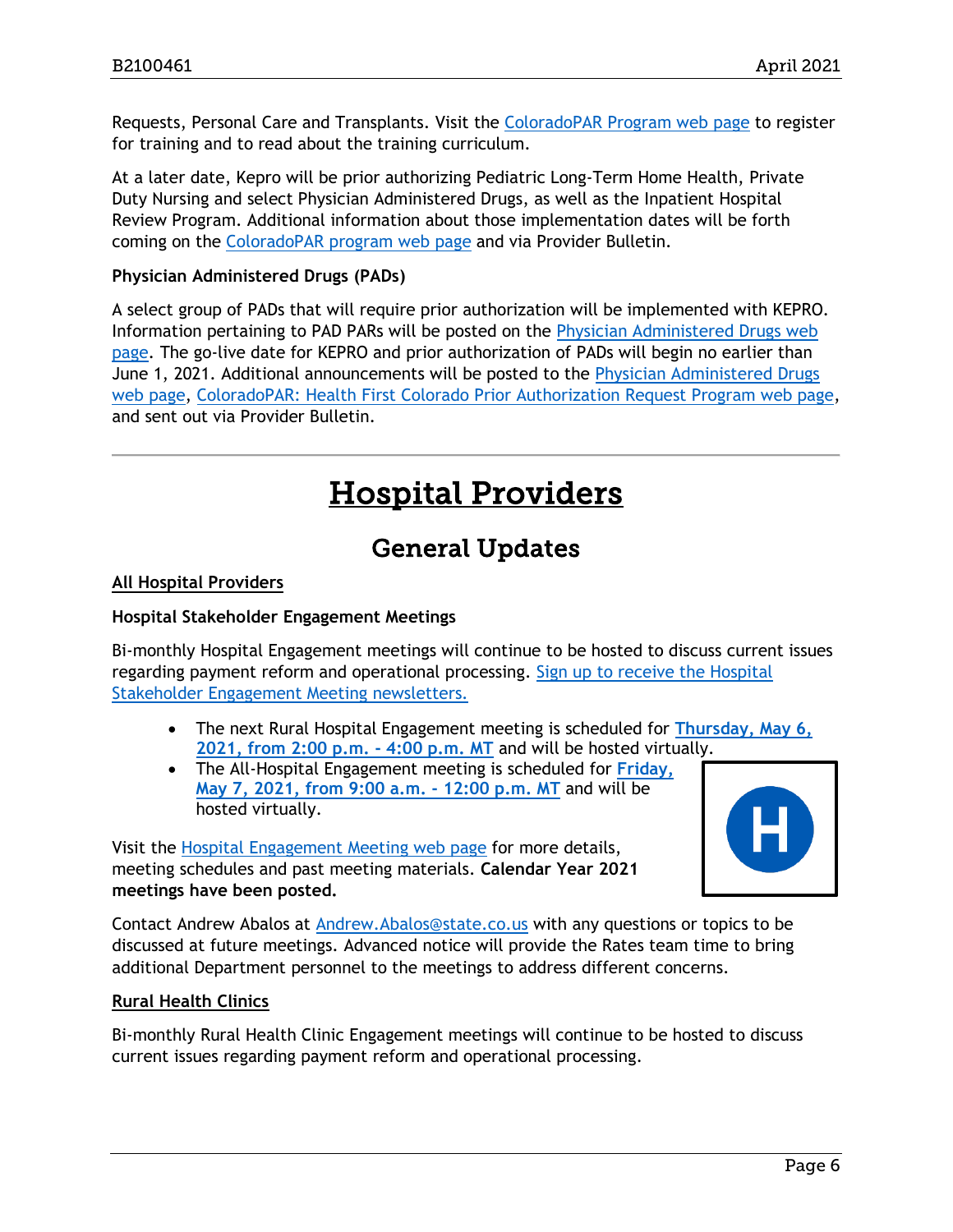Requests, Personal Care and Transplants. Visit the ColoradoPAR Program web page to register for training and to read about the training curriculum.

At a later date, Kepro will be prior authorizing Pediatric Long-Term Home Health, Private Duty Nursing and select Physician Administered Drugs, as well as the Inpatient Hospital Review Program. Additional information about those implementation dates will be forth coming on the ColoradoPAR program web page and via Provider Bulletin.

**Physician Administered Drugs (PADs)**

A select group of PADs that will require prior authorization will be implemented with KEPRO. Information pertaining to PAD PARs will be posted on the Physician Administered Drugs web page. The go-live date for KEPRO and prior authorization of PADs will begin no earlier than June 1, 2021. Additional announcements will be posted to the Physician Administered Drugs web page, ColoradoPAR: Health First Colorado Prior Authorization Request Program web page, and sent out via Provider Bulletin.

---

# Hospital Providers

## General Updates

**All Hospital Providers**

**Hospital Stakeholder Engagement Meetings**

Bi-monthly Hospital Engagement meetings will continue to be hosted to discuss current issues regarding payment reform and operational processing. Sign up to receive the Hospital Stakeholder Engagement Meeting newsletters.

- The next Rural Hospital Engagement meeting is scheduled for **Thursday, May 6, 2021, from 2:00 p.m. - 4:00 p.m. MT** and will be hosted virtually.
- The All-Hospital Engagement meeting is scheduled for **Friday, May 7, 2021, from 9:00 a.m. - 12:00 p.m. MT** and will be hosted virtually.

Visit the Hospital Engagement Meeting web page for more details, meeting schedules and past meeting materials. **Calendar Year 2021 meetings have been posted.**

Contact Andrew Abalos at Andrew.Abalos@state.co.us with any questions or topics to be discussed at future meetings. Advanced notice will provide the Rates team time to bring additional Department personnel to the meetings to address different concerns.

**Rural Health Clinics**

Bi-monthly Rural Health Clinic Engagement meetings will continue to be hosted to discuss current issues regarding payment reform and operational processing.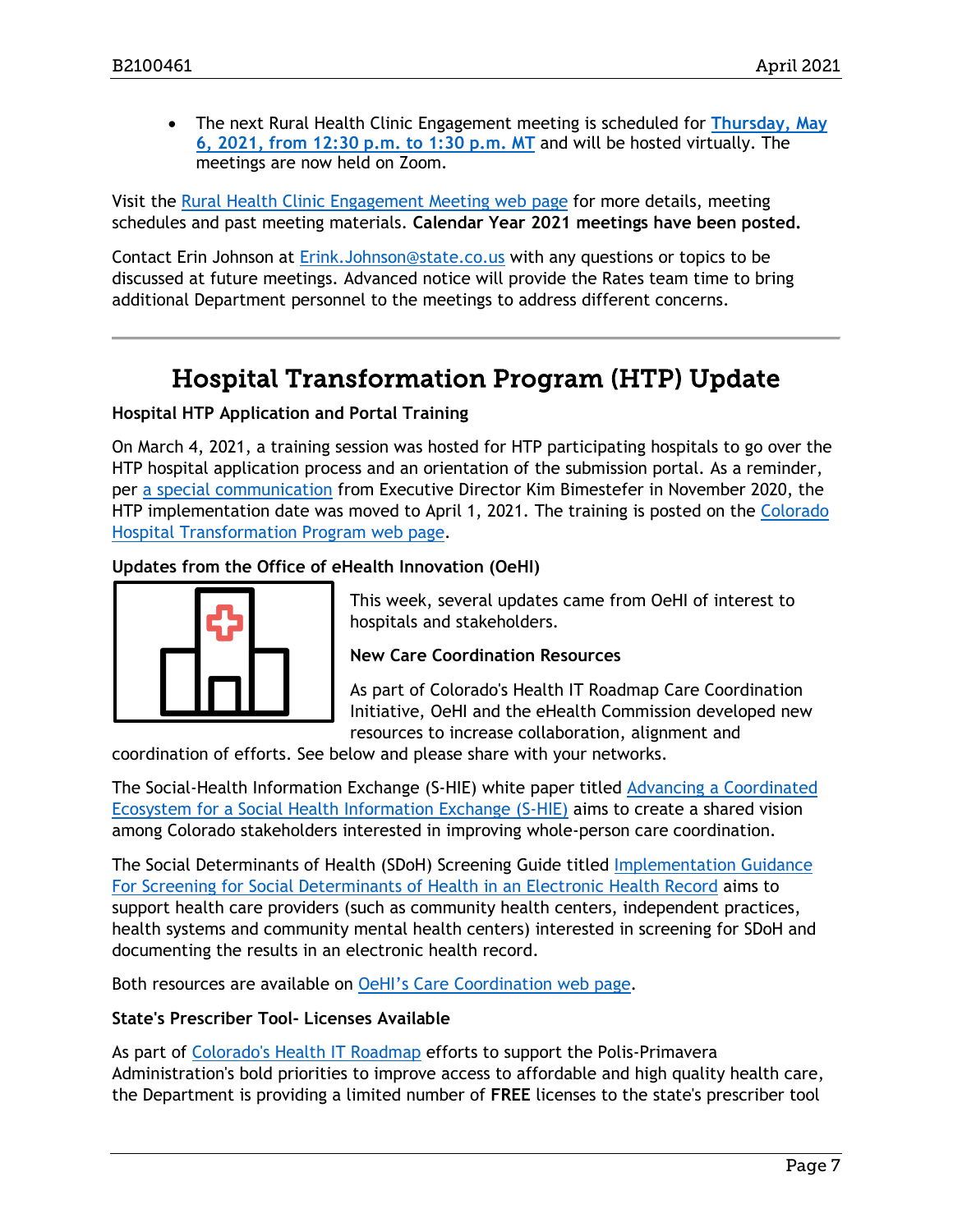- The next Rural Health Clinic Engagement meeting is scheduled for **Thursday, May 6, 2021, from 12:30 p.m. to 1:30 p.m. MT** and will be hosted virtually. The meetings are now held on Zoom.

Visit the Rural Health Clinic Engagement Meeting web page for more details, meeting schedules and past meeting materials. **Calendar Year 2021 meetings have been posted.**

Contact Erin Johnson at Erink.Johnson@state.co.us with any questions or topics to be discussed at future meetings. Advanced notice will provide the Rates team time to bring additional Department personnel to the meetings to address different concerns.

---

# Hospital Transformation Program (HTP) Update

**Hospital HTP Application and Portal Training**

On March 4, 2021, a training session was hosted for HTP participating hospitals to go over the HTP hospital application process and an orientation of the submission portal. As a reminder, per a special communication from Executive Director Kim Bimestefer in November 2020, the HTP implementation date was moved to April 1, 2021. The training is posted on the Colorado Hospital Transformation Program web page.

**Updates from the Office of eHealth Innovation (OeHI)**

This week, several updates came from OeHI of interest to hospitals and stakeholders.

**New Care Coordination Resources**

As part of Colorado's Health IT Roadmap Care Coordination Initiative, OeHI and the eHealth Commission developed new resources to increase collaboration, alignment and coordination of efforts. See below and please share with your networks.

The Social-Health Information Exchange (S-HIE) white paper titled Advancing a Coordinated Ecosystem for a Social Health Information Exchange (S-HIE) aims to create a shared vision among Colorado stakeholders interested in improving whole-person care coordination.

The Social Determinants of Health (SDoH) Screening Guide titled Implementation Guidance For Screening for Social Determinants of Health in an Electronic Health Record aims to support health care providers (such as community health centers, independent practices, health systems and community mental health centers) interested in screening for SDoH and documenting the results in an electronic health record.

Both resources are available on OeHI's Care Coordination web page.

**State's Prescriber Tool- Licenses Available**

As part of Colorado's Health IT Roadmap efforts to support the Polis-Primavera Administration's bold priorities to improve access to affordable and high quality health care, the Department is providing a limited number of **FREE** licenses to the state's prescriber tool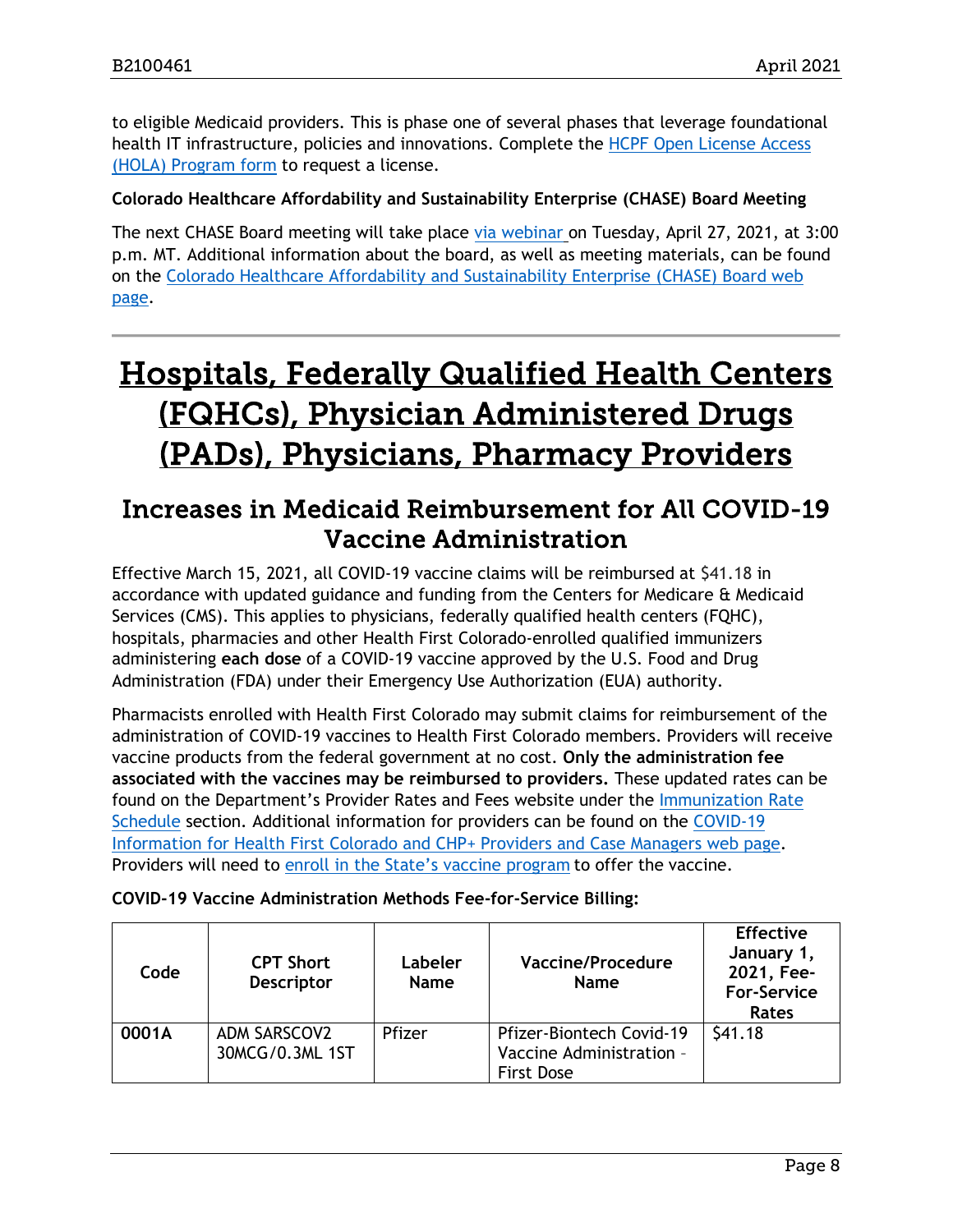to eligible Medicaid providers. This is phase one of several phases that leverage foundational health IT infrastructure, policies and innovations. Complete the HCPF Open License Access (HOLA) Program form to request a license.

**Colorado Healthcare Affordability and Sustainability Enterprise (CHASE) Board Meeting**

The next CHASE Board meeting will take place via webinar on Tuesday, April 27, 2021, at 3:00 p.m. MT. Additional information about the board, as well as meeting materials, can be found on the Colorado Healthcare Affordability and Sustainability Enterprise (CHASE) Board web page.

---

# Hospitals, Federally Qualified Health Centers (FQHCs), Physician Administered Drugs (PADs), Physicians, Pharmacy Providers

## Increases in Medicaid Reimbursement for All COVID-19 Vaccine Administration

Effective March 15, 2021, all COVID-19 vaccine claims will be reimbursed at $41.18 in accordance with updated guidance and funding from the Centers for Medicare & Medicaid Services (CMS). This applies to physicians, federally qualified health centers (FQHC), hospitals, pharmacies and other Health First Colorado-enrolled qualified immunizers administering **each dose** of a COVID-19 vaccine approved by the U.S. Food and Drug Administration (FDA) under their Emergency Use Authorization (EUA) authority.

Pharmacists enrolled with Health First Colorado may submit claims for reimbursement of the administration of COVID-19 vaccines to Health First Colorado members. Providers will receive vaccine products from the federal government at no cost. **Only the administration fee associated with the vaccines may be reimbursed to providers.** These updated rates can be found on the Department's Provider Rates and Fees website under the Immunization Rate Schedule section. Additional information for providers can be found on the COVID-19 Information for Health First Colorado and CHP+ Providers and Case Managers web page. Providers will need to enroll in the State's vaccine program to offer the vaccine.

**COVID-19 Vaccine Administration Methods Fee-for-Service Billing:**

| Code | CPT Short Descriptor | Labeler Name | Vaccine/Procedure Name | Effective January 1, 2021, Fee-For-Service Rates |
|---|---|---|---|---|
| **0001A** | ADM SARSCOV2 30MCG/0.3ML 1ST | Pfizer | Pfizer-Biontech Covid-19 Vaccine Administration – First Dose | $41.18 |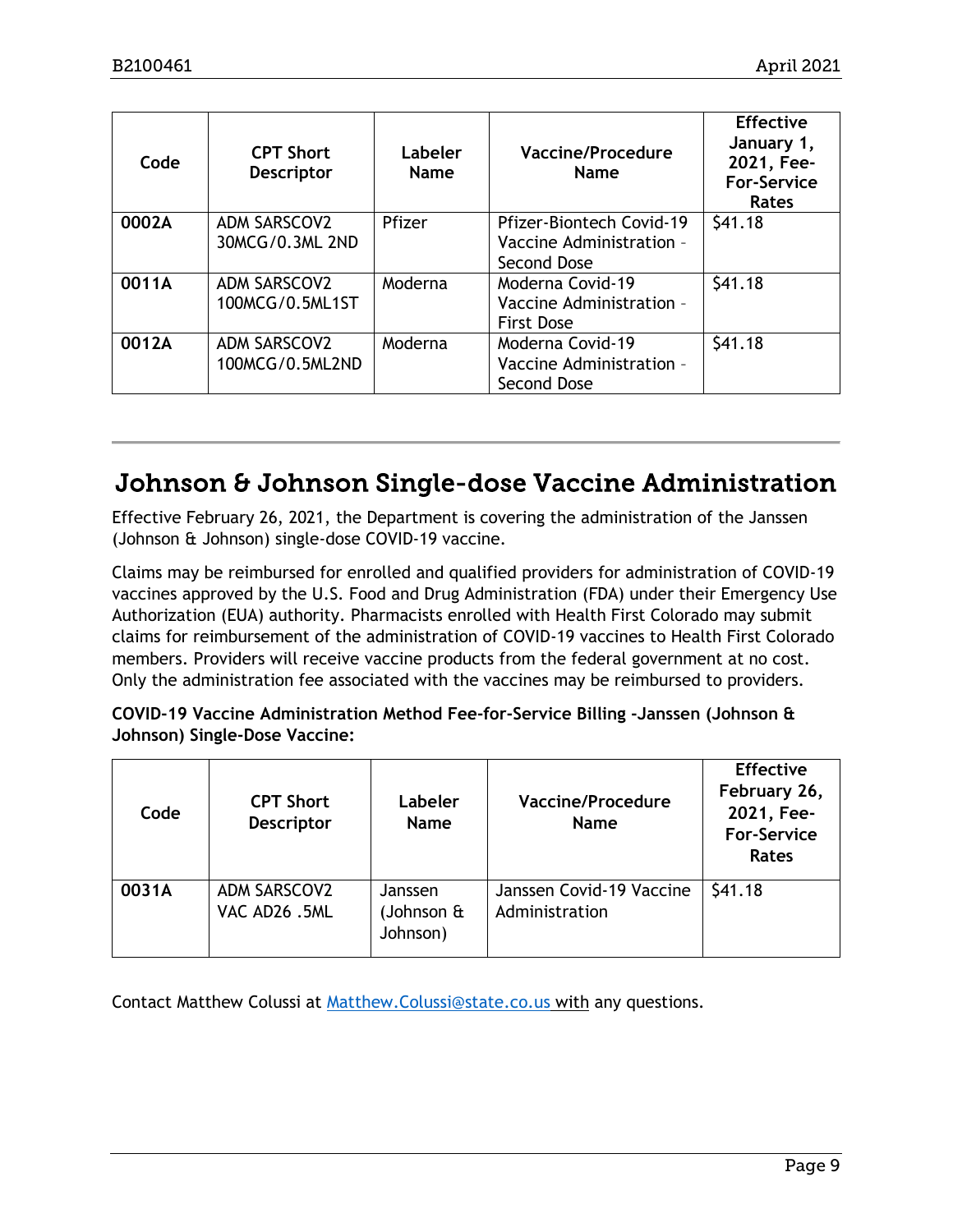| Code | CPT Short Descriptor | Labeler Name | Vaccine/Procedure Name | Effective January 1, 2021, Fee-For-Service Rates |
|---|---|---|---|---|
| **0002A** | ADM SARSCOV2 30MCG/0.3ML 2ND | Pfizer | Pfizer-Biontech Covid-19 Vaccine Administration - Second Dose | $41.18 |
| **0011A** | ADM SARSCOV2 100MCG/0.5ML1ST | Moderna | Moderna Covid-19 Vaccine Administration - First Dose | $41.18 |
| **0012A** | ADM SARSCOV2 100MCG/0.5ML2ND | Moderna | Moderna Covid-19 Vaccine Administration - Second Dose | $41.18 |

## Johnson & Johnson Single-dose Vaccine Administration

Effective February 26, 2021, the Department is covering the administration of the Janssen (Johnson & Johnson) single-dose COVID-19 vaccine.

Claims may be reimbursed for enrolled and qualified providers for administration of COVID-19 vaccines approved by the U.S. Food and Drug Administration (FDA) under their Emergency Use Authorization (EUA) authority. Pharmacists enrolled with Health First Colorado may submit claims for reimbursement of the administration of COVID-19 vaccines to Health First Colorado members. Providers will receive vaccine products from the federal government at no cost. Only the administration fee associated with the vaccines may be reimbursed to providers.

**COVID-19 Vaccine Administration Method Fee-for-Service Billing -Janssen (Johnson & Johnson) Single-Dose Vaccine:**

| Code | CPT Short Descriptor | Labeler Name | Vaccine/Procedure Name | Effective February 26, 2021, Fee-For-Service Rates |
|---|---|---|---|---|
| **0031A** | ADM SARSCOV2 VAC AD26 .5ML | Janssen (Johnson & Johnson) | Janssen Covid-19 Vaccine Administration | $41.18 |

Contact Matthew Colussi at [Matthew.Colussi@state.co.us](mailto:Matthew.Colussi@state.co.us) with any questions.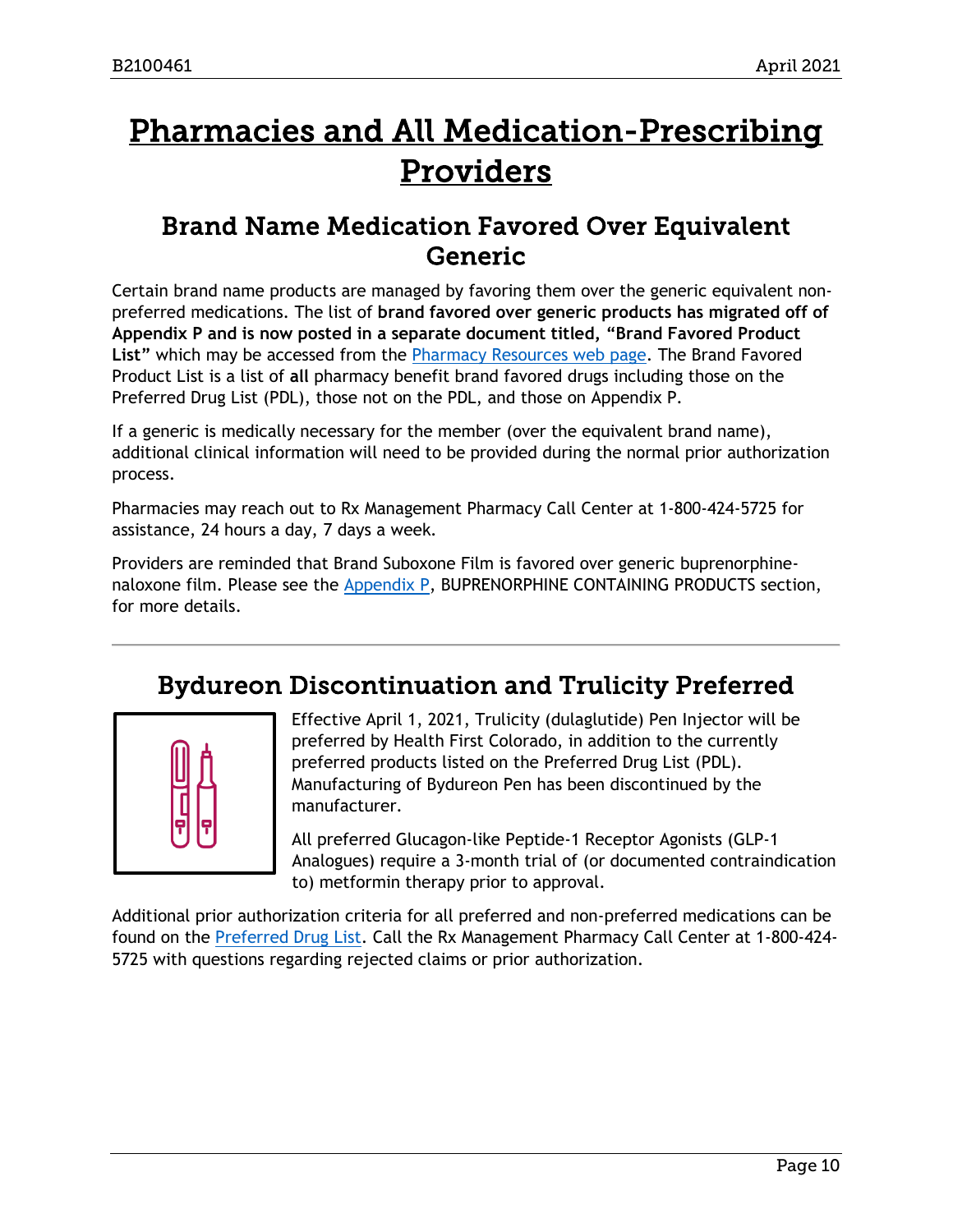# Pharmacies and All Medication-Prescribing Providers

## Brand Name Medication Favored Over Equivalent Generic

Certain brand name products are managed by favoring them over the generic equivalent non-preferred medications. The list of **brand favored over generic products has migrated off of Appendix P and is now posted in a separate document titled, "Brand Favored Product List"** which may be accessed from the [Pharmacy Resources web page](). The Brand Favored Product List is a list of **all** pharmacy benefit brand favored drugs including those on the Preferred Drug List (PDL), those not on the PDL, and those on Appendix P.

If a generic is medically necessary for the member (over the equivalent brand name), additional clinical information will need to be provided during the normal prior authorization process.

Pharmacies may reach out to Rx Management Pharmacy Call Center at 1-800-424-5725 for assistance, 24 hours a day, 7 days a week.

Providers are reminded that Brand Suboxone Film is favored over generic buprenorphine-naloxone film. Please see the [Appendix P](), BUPRENORPHINE CONTAINING PRODUCTS section, for more details.

---

## Bydureon Discontinuation and Trulicity Preferred

Effective April 1, 2021, Trulicity (dulaglutide) Pen Injector will be preferred by Health First Colorado, in addition to the currently preferred products listed on the Preferred Drug List (PDL). Manufacturing of Bydureon Pen has been discontinued by the manufacturer.

All preferred Glucagon-like Peptide-1 Receptor Agonists (GLP-1 Analogues) require a 3-month trial of (or documented contraindication to) metformin therapy prior to approval.

Additional prior authorization criteria for all preferred and non-preferred medications can be found on the [Preferred Drug List](). Call the Rx Management Pharmacy Call Center at 1-800-424-5725 with questions regarding rejected claims or prior authorization.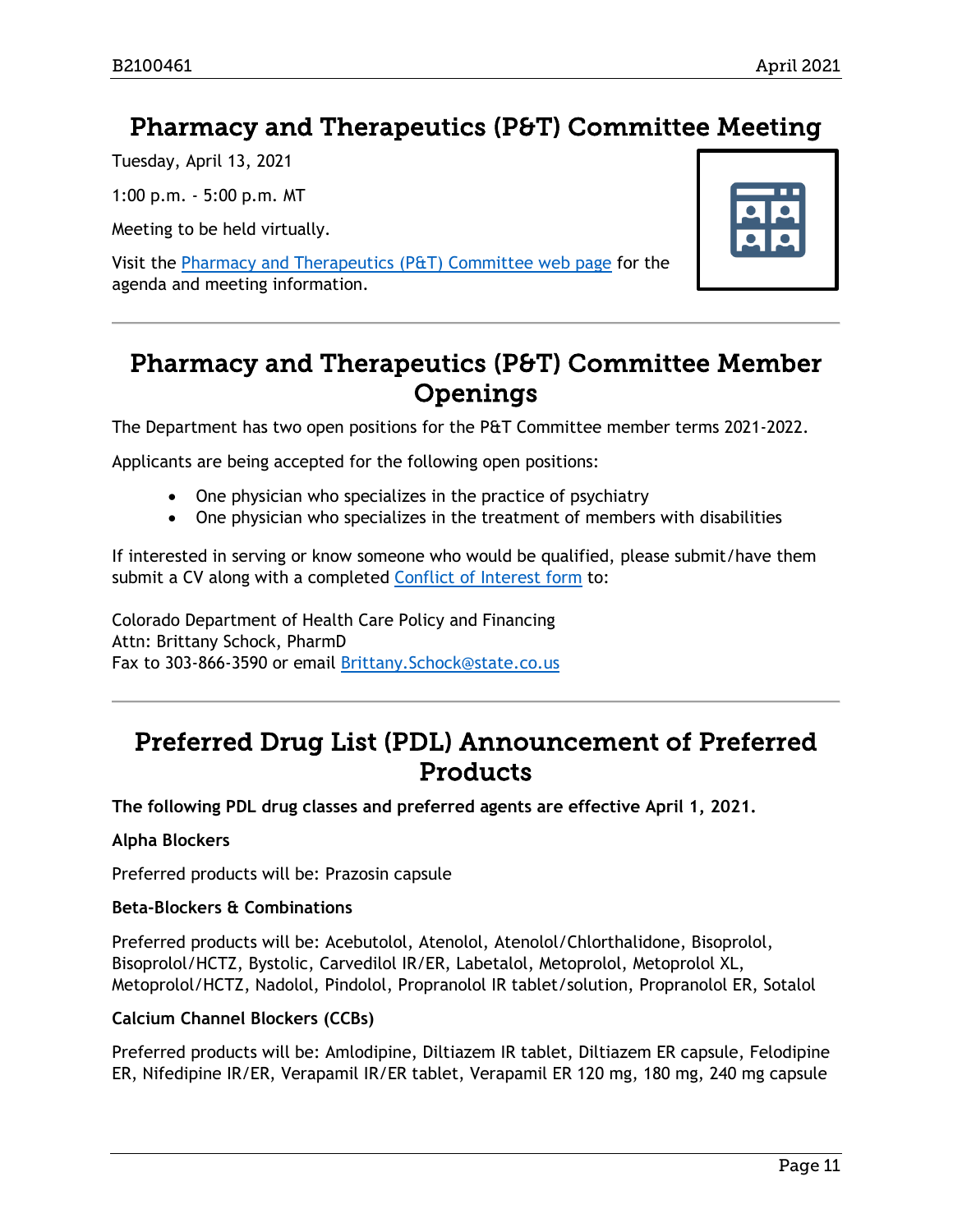## Pharmacy and Therapeutics (P&T) Committee Meeting

Tuesday, April 13, 2021

1:00 p.m. - 5:00 p.m. MT

Meeting to be held virtually.

Visit the Pharmacy and Therapeutics (P&T) Committee web page for the agenda and meeting information.

## Pharmacy and Therapeutics (P&T) Committee Member Openings

The Department has two open positions for the P&T Committee member terms 2021-2022.

Applicants are being accepted for the following open positions:

- One physician who specializes in the practice of psychiatry
- One physician who specializes in the treatment of members with disabilities

If interested in serving or know someone who would be qualified, please submit/have them submit a CV along with a completed Conflict of Interest form to:

Colorado Department of Health Care Policy and Financing
Attn: Brittany Schock, PharmD
Fax to 303-866-3590 or email Brittany.Schock@state.co.us

## Preferred Drug List (PDL) Announcement of Preferred Products

**The following PDL drug classes and preferred agents are effective April 1, 2021.**

**Alpha Blockers**

Preferred products will be: Prazosin capsule

**Beta-Blockers & Combinations**

Preferred products will be: Acebutolol, Atenolol, Atenolol/Chlorthalidone, Bisoprolol, Bisoprolol/HCTZ, Bystolic, Carvedilol IR/ER, Labetalol, Metoprolol, Metoprolol XL, Metoprolol/HCTZ, Nadolol, Pindolol, Propranolol IR tablet/solution, Propranolol ER, Sotalol

**Calcium Channel Blockers (CCBs)**

Preferred products will be: Amlodipine, Diltiazem IR tablet, Diltiazem ER capsule, Felodipine ER, Nifedipine IR/ER, Verapamil IR/ER tablet, Verapamil ER 120 mg, 180 mg, 240 mg capsule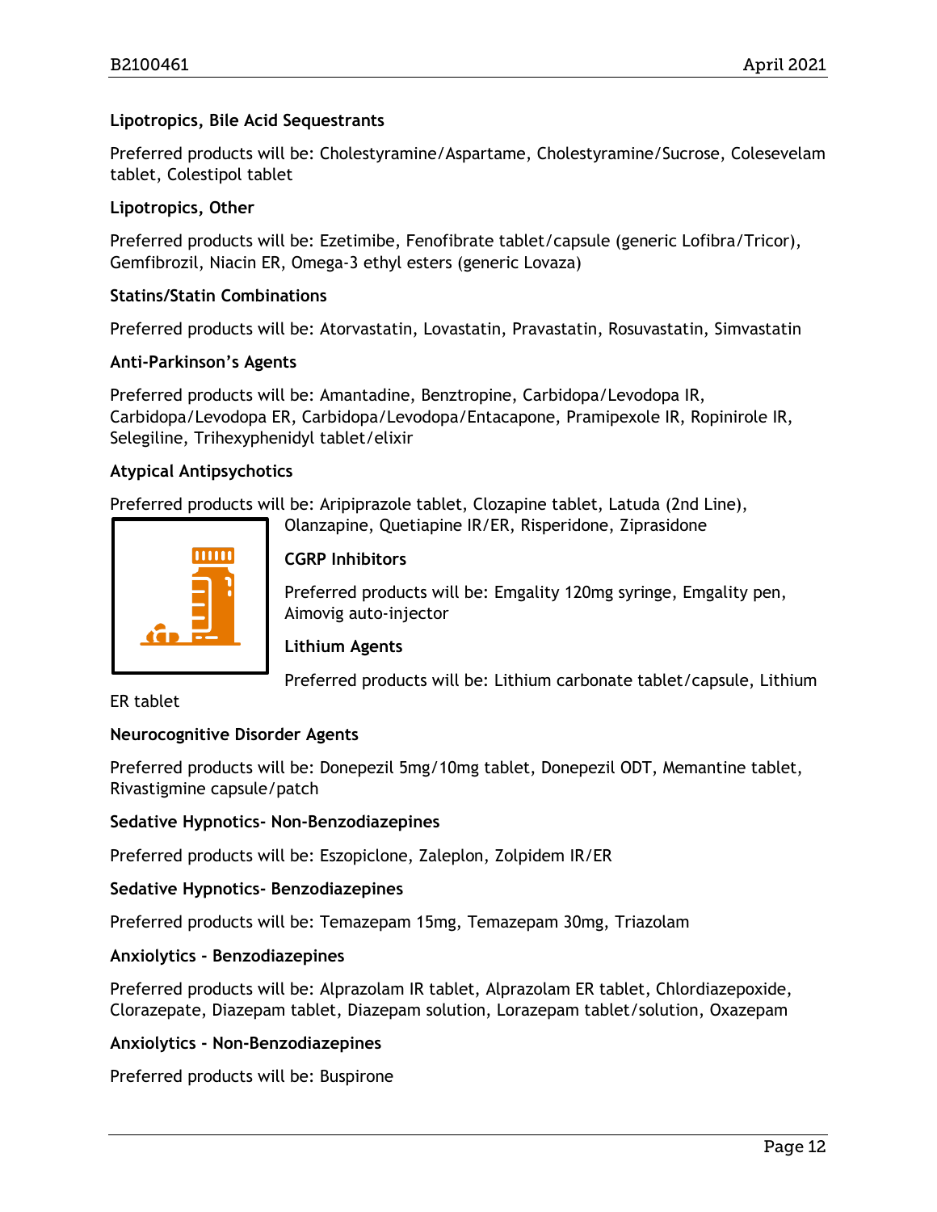**Lipotropics, Bile Acid Sequestrants**

Preferred products will be: Cholestyramine/Aspartame, Cholestyramine/Sucrose, Colesevelam tablet, Colestipol tablet

**Lipotropics, Other**

Preferred products will be: Ezetimibe, Fenofibrate tablet/capsule (generic Lofibra/Tricor), Gemfibrozil, Niacin ER, Omega-3 ethyl esters (generic Lovaza)

**Statins/Statin Combinations**

Preferred products will be: Atorvastatin, Lovastatin, Pravastatin, Rosuvastatin, Simvastatin

**Anti-Parkinson's Agents**

Preferred products will be: Amantadine, Benztropine, Carbidopa/Levodopa IR, Carbidopa/Levodopa ER, Carbidopa/Levodopa/Entacapone, Pramipexole IR, Ropinirole IR, Selegiline, Trihexyphenidyl tablet/elixir

**Atypical Antipsychotics**

Preferred products will be: Aripiprazole tablet, Clozapine tablet, Latuda (2nd Line), Olanzapine, Quetiapine IR/ER, Risperidone, Ziprasidone

**CGRP Inhibitors**

Preferred products will be: Emgality 120mg syringe, Emgality pen, Aimovig auto-injector

**Lithium Agents**

Preferred products will be: Lithium carbonate tablet/capsule, Lithium ER tablet

**Neurocognitive Disorder Agents**

Preferred products will be: Donepezil 5mg/10mg tablet, Donepezil ODT, Memantine tablet, Rivastigmine capsule/patch

**Sedative Hypnotics- Non-Benzodiazepines**

Preferred products will be: Eszopiclone, Zaleplon, Zolpidem IR/ER

**Sedative Hypnotics- Benzodiazepines**

Preferred products will be: Temazepam 15mg, Temazepam 30mg, Triazolam

**Anxiolytics - Benzodiazepines**

Preferred products will be: Alprazolam IR tablet, Alprazolam ER tablet, Chlordiazepoxide, Clorazepate, Diazepam tablet, Diazepam solution, Lorazepam tablet/solution, Oxazepam

**Anxiolytics - Non-Benzodiazepines**

Preferred products will be: Buspirone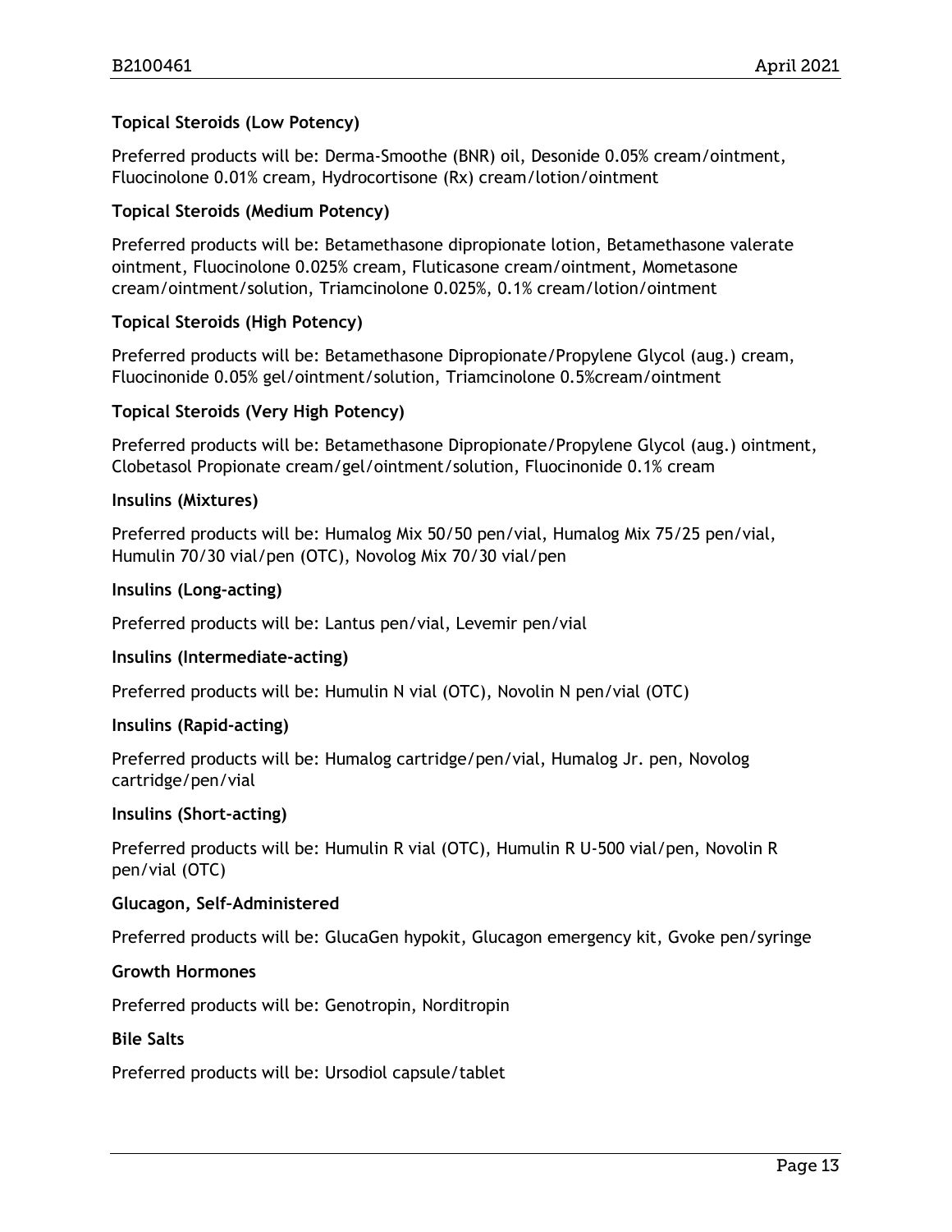**Topical Steroids (Low Potency)**

Preferred products will be: Derma-Smoothe (BNR) oil, Desonide 0.05% cream/ointment, Fluocinolone 0.01% cream, Hydrocortisone (Rx) cream/lotion/ointment

**Topical Steroids (Medium Potency)**

Preferred products will be: Betamethasone dipropionate lotion, Betamethasone valerate ointment, Fluocinolone 0.025% cream, Fluticasone cream/ointment, Mometasone cream/ointment/solution, Triamcinolone 0.025%, 0.1% cream/lotion/ointment

**Topical Steroids (High Potency)**

Preferred products will be: Betamethasone Dipropionate/Propylene Glycol (aug.) cream, Fluocinonide 0.05% gel/ointment/solution, Triamcinolone 0.5%cream/ointment

**Topical Steroids (Very High Potency)**

Preferred products will be: Betamethasone Dipropionate/Propylene Glycol (aug.) ointment, Clobetasol Propionate cream/gel/ointment/solution, Fluocinonide 0.1% cream

**Insulins (Mixtures)**

Preferred products will be: Humalog Mix 50/50 pen/vial, Humalog Mix 75/25 pen/vial, Humulin 70/30 vial/pen (OTC), Novolog Mix 70/30 vial/pen

**Insulins (Long-acting)**

Preferred products will be: Lantus pen/vial, Levemir pen/vial

**Insulins (Intermediate-acting)**

Preferred products will be: Humulin N vial (OTC), Novolin N pen/vial (OTC)

**Insulins (Rapid-acting)**

Preferred products will be: Humalog cartridge/pen/vial, Humalog Jr. pen, Novolog cartridge/pen/vial

**Insulins (Short-acting)**

Preferred products will be: Humulin R vial (OTC), Humulin R U-500 vial/pen, Novolin R pen/vial (OTC)

**Glucagon, Self-Administered**

Preferred products will be: GlucaGen hypokit, Glucagon emergency kit, Gvoke pen/syringe

**Growth Hormones**

Preferred products will be: Genotropin, Norditropin

**Bile Salts**

Preferred products will be: Ursodiol capsule/tablet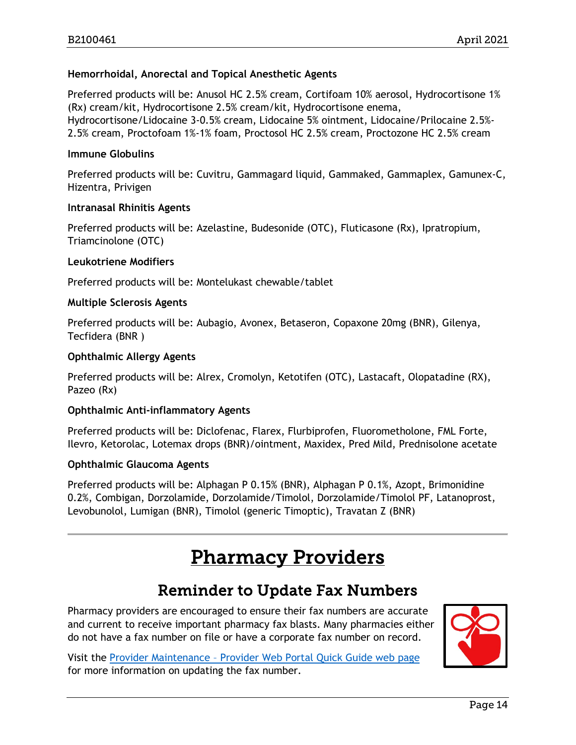### Hemorrhoidal, Anorectal and Topical Anesthetic Agents

Preferred products will be: Anusol HC 2.5% cream, Cortifoam 10% aerosol, Hydrocortisone 1% (Rx) cream/kit, Hydrocortisone 2.5% cream/kit, Hydrocortisone enema, Hydrocortisone/Lidocaine 3-0.5% cream, Lidocaine 5% ointment, Lidocaine/Prilocaine 2.5%-2.5% cream, Proctofoam 1%-1% foam, Proctosol HC 2.5% cream, Proctozone HC 2.5% cream

### Immune Globulins

Preferred products will be: Cuvitru, Gammagard liquid, Gammaked, Gammaplex, Gamunex-C, Hizentra, Privigen

### Intranasal Rhinitis Agents

Preferred products will be: Azelastine, Budesonide (OTC), Fluticasone (Rx), Ipratropium, Triamcinolone (OTC)

### Leukotriene Modifiers

Preferred products will be: Montelukast chewable/tablet

### Multiple Sclerosis Agents

Preferred products will be: Aubagio, Avonex, Betaseron, Copaxone 20mg (BNR), Gilenya, Tecfidera (BNR )

### Ophthalmic Allergy Agents

Preferred products will be: Alrex, Cromolyn, Ketotifen (OTC), Lastacaft, Olopatadine (RX), Pazeo (Rx)

### Ophthalmic Anti-inflammatory Agents

Preferred products will be: Diclofenac, Flarex, Flurbiprofen, Fluorometholone, FML Forte, Ilevro, Ketorolac, Lotemax drops (BNR)/ointment, Maxidex, Pred Mild, Prednisolone acetate

### Ophthalmic Glaucoma Agents

Preferred products will be: Alphagan P 0.15% (BNR), Alphagan P 0.1%, Azopt, Brimonidine 0.2%, Combigan, Dorzolamide, Dorzolamide/Timolol, Dorzolamide/Timolol PF, Latanoprost, Levobunolol, Lumigan (BNR), Timolol (generic Timoptic), Travatan Z (BNR)

---

# Pharmacy Providers

## Reminder to Update Fax Numbers

Pharmacy providers are encouraged to ensure their fax numbers are accurate and current to receive important pharmacy fax blasts. Many pharmacies either do not have a fax number on file or have a corporate fax number on record.

Visit the Provider Maintenance – Provider Web Portal Quick Guide web page for more information on updating the fax number.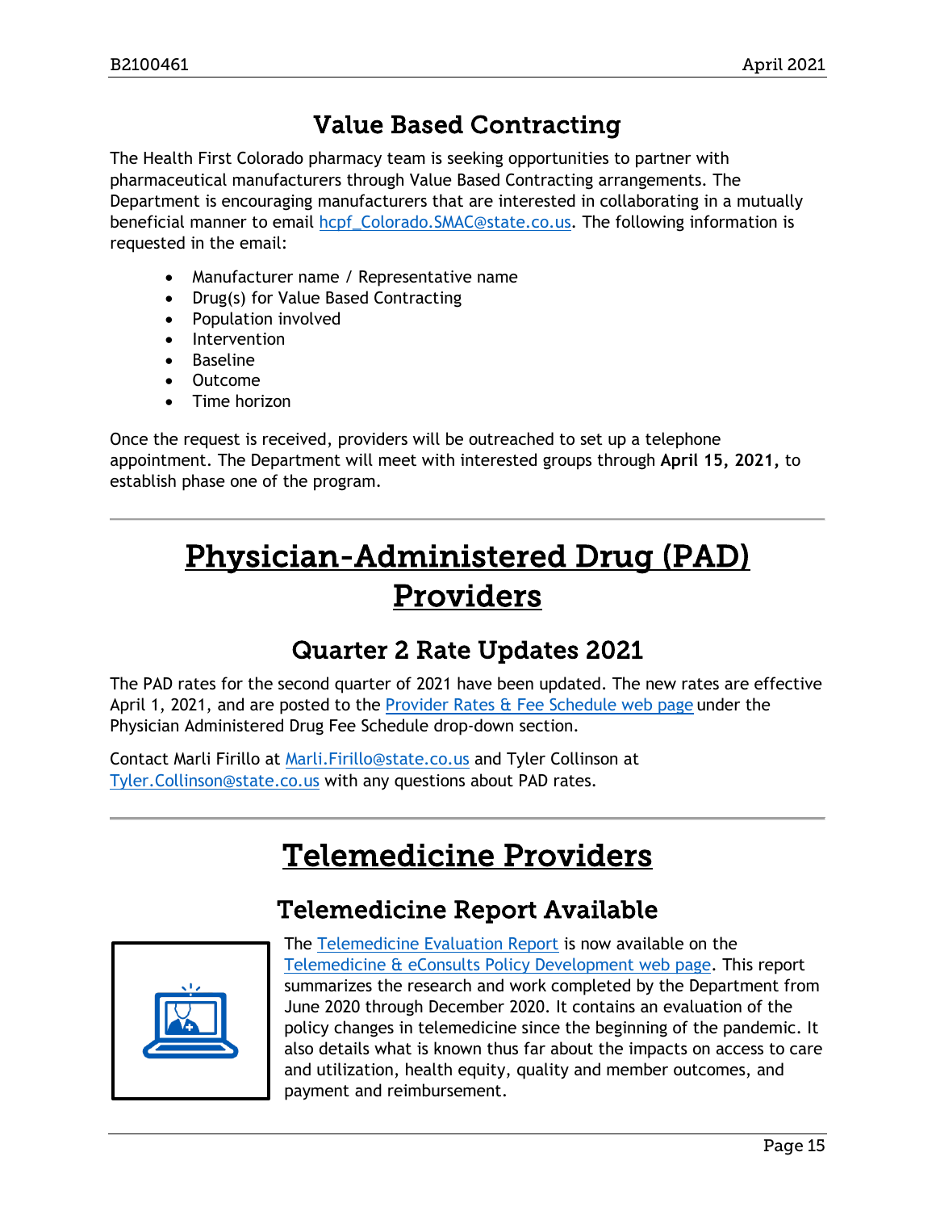## Value Based Contracting

The Health First Colorado pharmacy team is seeking opportunities to partner with pharmaceutical manufacturers through Value Based Contracting arrangements. The Department is encouraging manufacturers that are interested in collaborating in a mutually beneficial manner to email hcpf_Colorado.SMAC@state.co.us. The following information is requested in the email:

- Manufacturer name / Representative name
- Drug(s) for Value Based Contracting
- Population involved
- Intervention
- Baseline
- Outcome
- Time horizon

Once the request is received, providers will be outreached to set up a telephone appointment. The Department will meet with interested groups through **April 15, 2021,** to establish phase one of the program.

# Physician-Administered Drug (PAD) Providers

## Quarter 2 Rate Updates 2021

The PAD rates for the second quarter of 2021 have been updated. The new rates are effective April 1, 2021, and are posted to the Provider Rates & Fee Schedule web page under the Physician Administered Drug Fee Schedule drop-down section.

Contact Marli Firillo at Marli.Firillo@state.co.us and Tyler Collinson at Tyler.Collinson@state.co.us with any questions about PAD rates.

# Telemedicine Providers

## Telemedicine Report Available

The Telemedicine Evaluation Report is now available on the Telemedicine & eConsults Policy Development web page. This report summarizes the research and work completed by the Department from June 2020 through December 2020. It contains an evaluation of the policy changes in telemedicine since the beginning of the pandemic. It also details what is known thus far about the impacts on access to care and utilization, health equity, quality and member outcomes, and payment and reimbursement.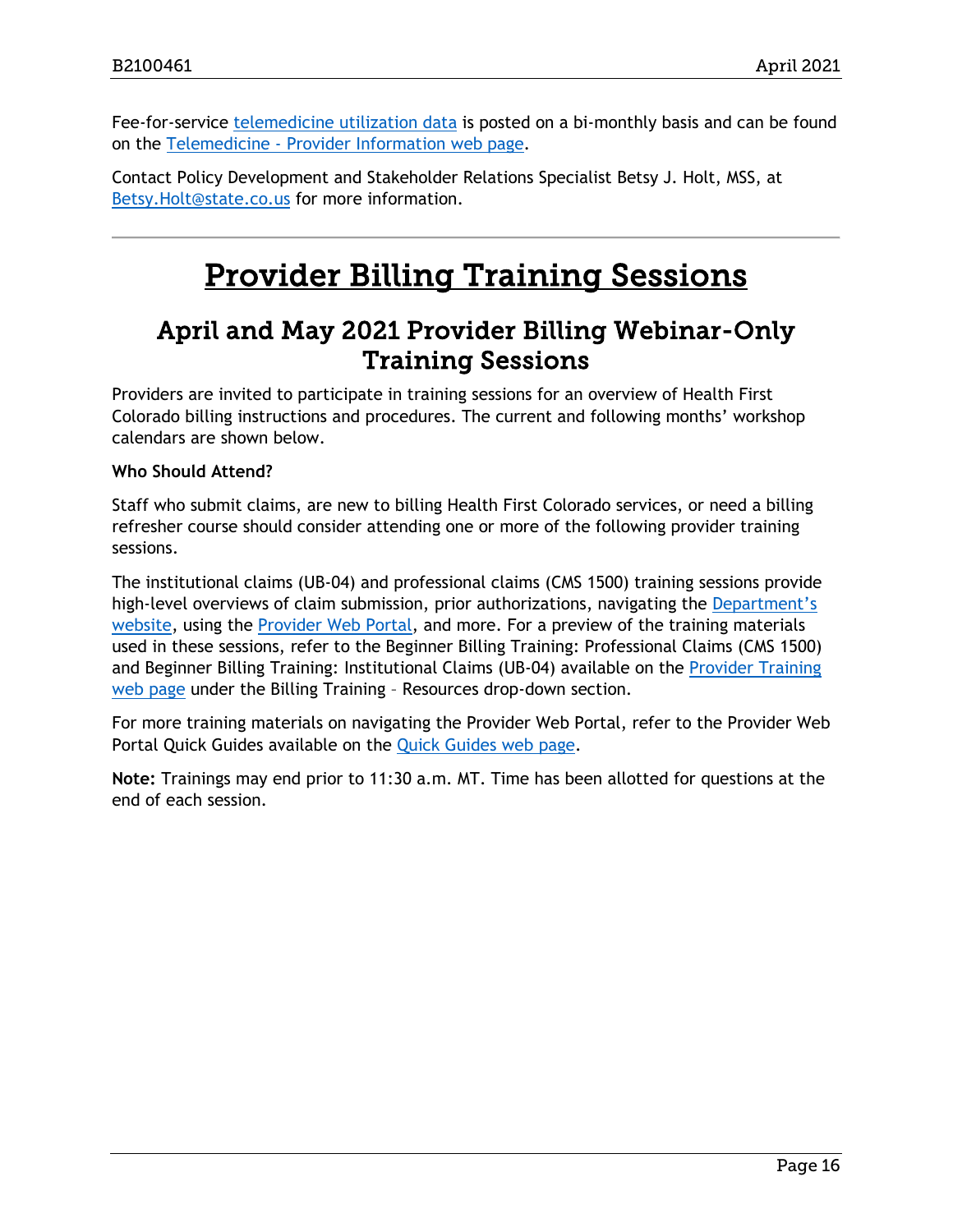Fee-for-service [telemedicine utilization data](#) is posted on a bi-monthly basis and can be found on the [Telemedicine - Provider Information web page](#).

Contact Policy Development and Stakeholder Relations Specialist Betsy J. Holt, MSS, at [Betsy.Holt@state.co.us](mailto:Betsy.Holt@state.co.us) for more information.

---

# Provider Billing Training Sessions

## April and May 2021 Provider Billing Webinar-Only Training Sessions

Providers are invited to participate in training sessions for an overview of Health First Colorado billing instructions and procedures. The current and following months' workshop calendars are shown below.

**Who Should Attend?**

Staff who submit claims, are new to billing Health First Colorado services, or need a billing refresher course should consider attending one or more of the following provider training sessions.

The institutional claims (UB-04) and professional claims (CMS 1500) training sessions provide high-level overviews of claim submission, prior authorizations, navigating the [Department's website](#), using the [Provider Web Portal](#), and more. For a preview of the training materials used in these sessions, refer to the Beginner Billing Training: Professional Claims (CMS 1500) and Beginner Billing Training: Institutional Claims (UB-04) available on the [Provider Training web page](#) under the Billing Training – Resources drop-down section.

For more training materials on navigating the Provider Web Portal, refer to the Provider Web Portal Quick Guides available on the [Quick Guides web page](#).

**Note:** Trainings may end prior to 11:30 a.m. MT. Time has been allotted for questions at the end of each session.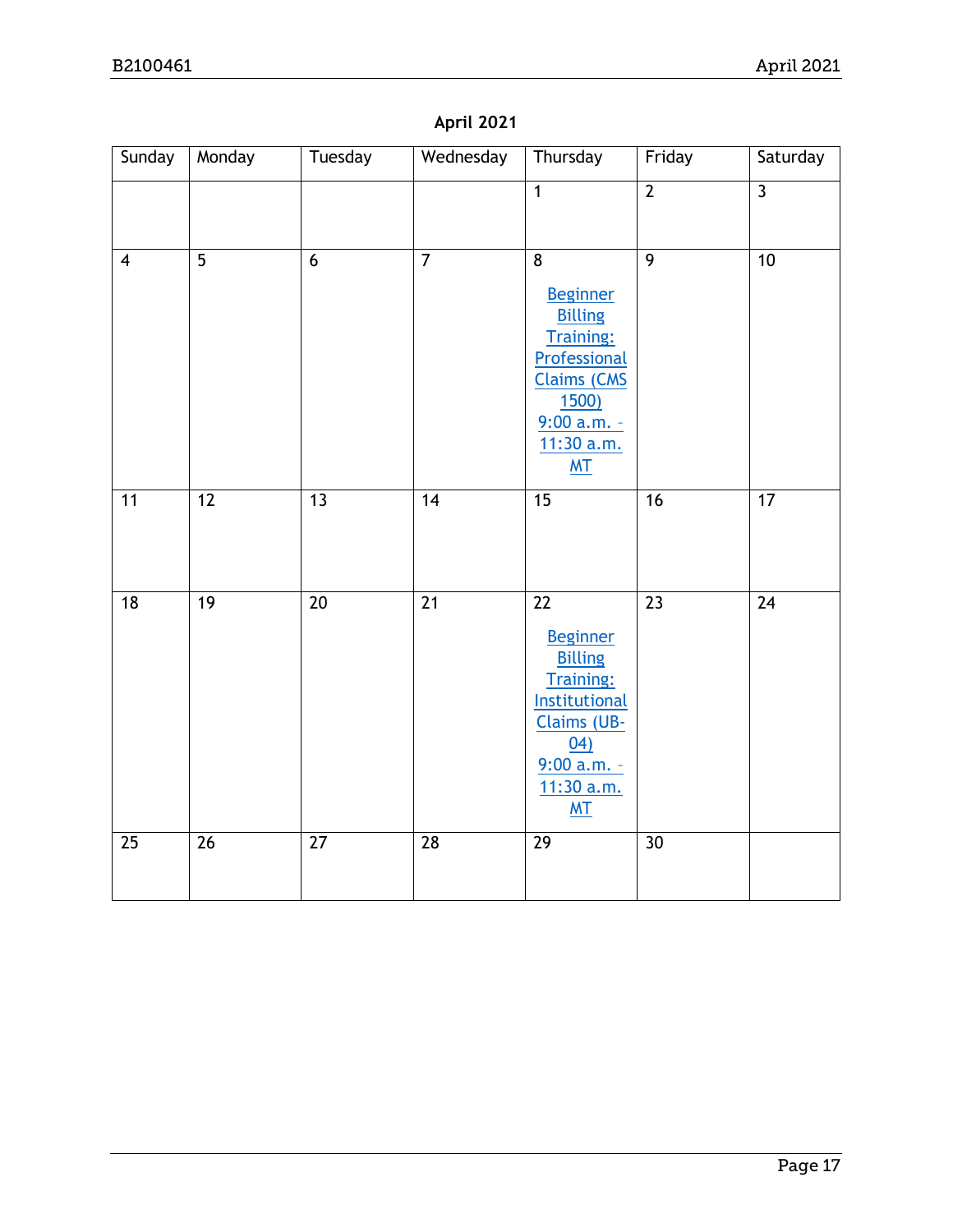## April 2021

| Sunday | Monday | Tuesday | Wednesday | Thursday | Friday | Saturday |
|---|---|---|---|---|---|---|
| | | | | 1 | 2 | 3 |
| 4 | 5 | 6 | 7 | 8 Beginner Billing Training: Professional Claims (CMS 1500) 9:00 a.m. – 11:30 a.m. MT | 9 | 10 |
| 11 | 12 | 13 | 14 | 15 | 16 | 17 |
| 18 | 19 | 20 | 21 | 22 Beginner Billing Training: Institutional Claims (UB-04) 9:00 a.m. – 11:30 a.m. MT | 23 | 24 |
| 25 | 26 | 27 | 28 | 29 | 30 | |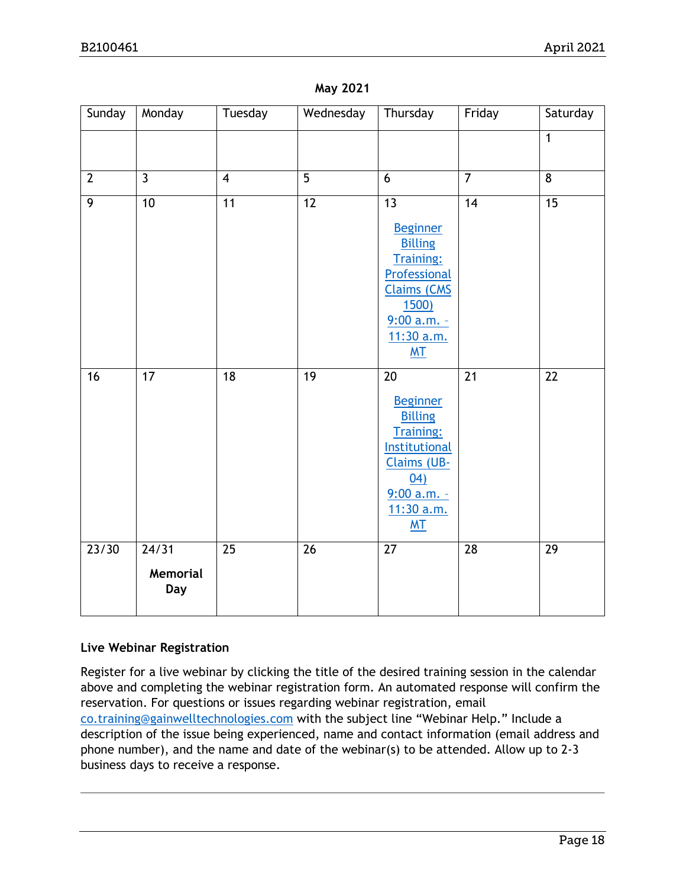**May 2021**

| Sunday | Monday | Tuesday | Wednesday | Thursday | Friday | Saturday |
|---|---|---|---|---|---|---|
| | | | | | | 1 |
| 2 | 3 | 4 | 5 | 6 | 7 | 8 |
| 9 | 10 | 11 | 12 | 13 Beginner Billing Training: Professional Claims (CMS 1500) 9:00 a.m. - 11:30 a.m. MT | 14 | 15 |
| 16 | 17 | 18 | 19 | 20 Beginner Billing Training: Institutional Claims (UB-04) 9:00 a.m. - 11:30 a.m. MT | 21 | 22 |
| 23/30 | 24/31 **Memorial Day** | 25 | 26 | 27 | 28 | 29 |

### Live Webinar Registration

Register for a live webinar by clicking the title of the desired training session in the calendar above and completing the webinar registration form. An automated response will confirm the reservation. For questions or issues regarding webinar registration, email co.training@gainwelltechnologies.com with the subject line "Webinar Help." Include a description of the issue being experienced, name and contact information (email address and phone number), and the name and date of the webinar(s) to be attended. Allow up to 2-3 business days to receive a response.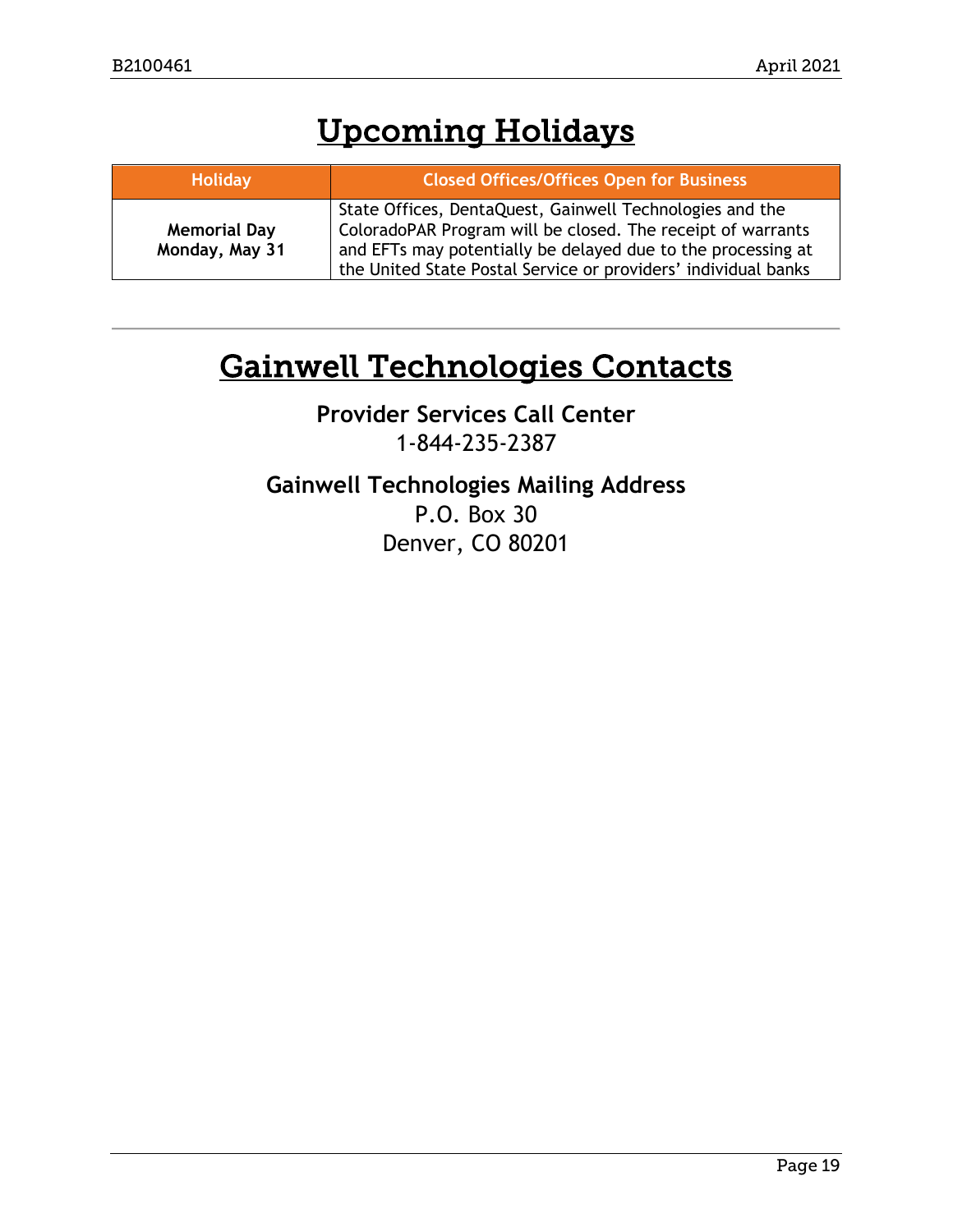# Upcoming Holidays

| Holiday | Closed Offices/Offices Open for Business |
|---|---|
| **Memorial Day Monday, May 31** | State Offices, DentaQuest, Gainwell Technologies and the ColoradoPAR Program will be closed. The receipt of warrants and EFTs may potentially be delayed due to the processing at the United State Postal Service or providers' individual banks |

---

# Gainwell Technologies Contacts

**Provider Services Call Center**

1-844-235-2387

**Gainwell Technologies Mailing Address**

P.O. Box 30

Denver, CO 80201